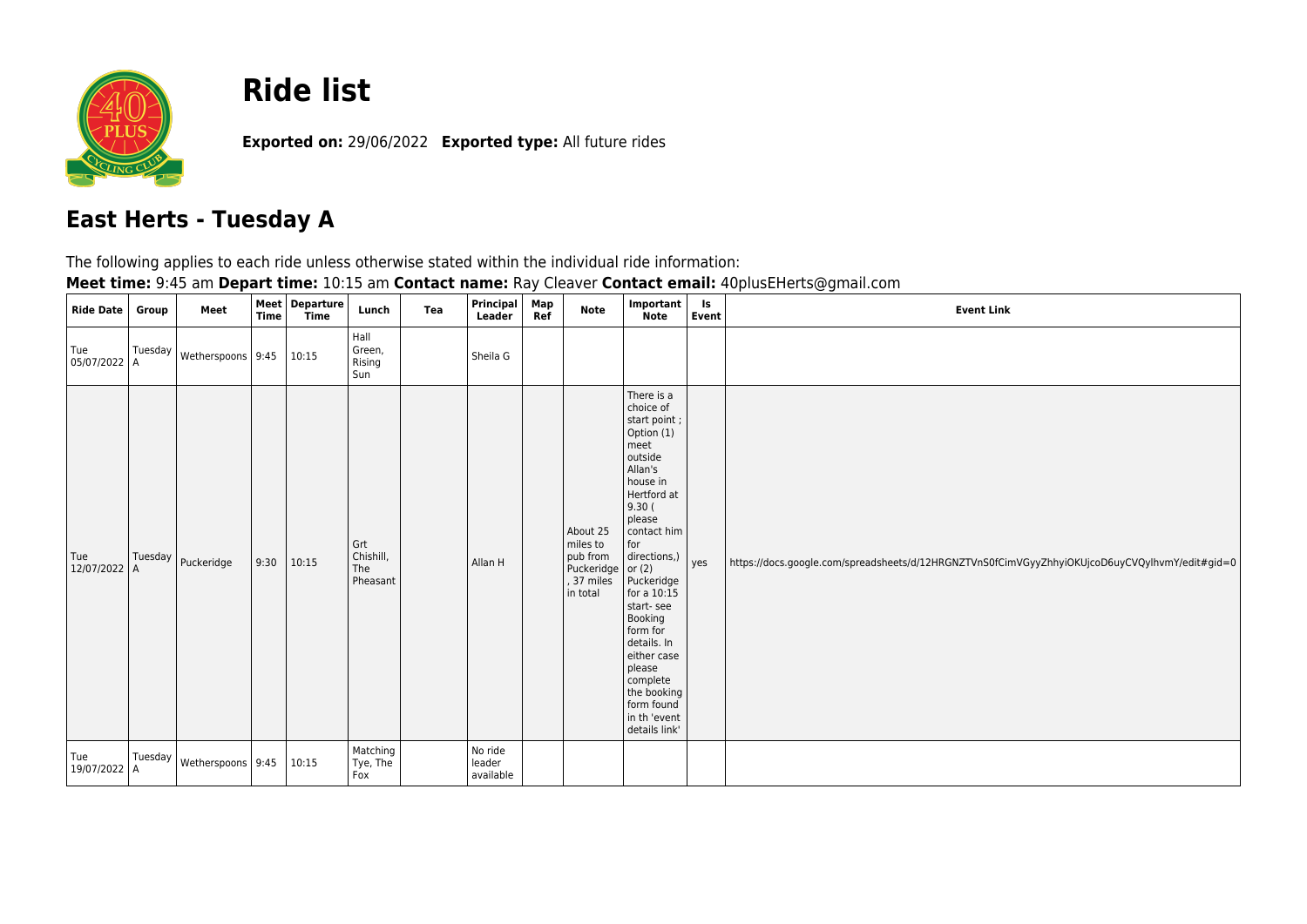# Ride list

**Exported on:** 29/06/2022 **Exported type:** All future rides

## East Herts - Tuesday A

The following applies to each ride unless otherwise stated within the individual ride information:

**Meet time:** 9:45 am **Depart time:** 10:15 am **Contact name:** Ray Cleaver **Contact email:** 40plusEHerts@gmail.com

| Ride Date | Group | Meet | Meet Time | Departure Time | Lunch | Tea | Principal Leader | Map Ref | Note | Important Note | Is Event | Event Link |
|---|---|---|---|---|---|---|---|---|---|---|---|---|
| Tue 05/07/2022 | Tuesday A | Wetherspoons | 9:45 | 10:15 | Hall Green, Rising Sun | | Sheila G | | | | | |
| Tue 12/07/2022 | Tuesday A | Puckeridge | 9:30 | 10:15 | Grt Chishill, The Pheasant | | Allan H | | About 25 miles to pub from Puckeridge , 37 miles in total | There is a choice of start point ; Option (1) meet outside Allan's house in Hertford at 9.30 ( please contact him for directions,) or (2) Puckeridge for a 10:15 start- see Booking form for details. In either case please complete the booking form found in th 'event details link' | yes | https://docs.google.com/spreadsheets/d/12HRGNZTVnS0fCimVGyyZhhyiOKUjcoD6uyCVQylhvmY/edit#gid=0 |
| Tue 19/07/2022 | Tuesday A | Wetherspoons | 9:45 | 10:15 | Matching Tye, The Fox | | No ride leader available | | | | | |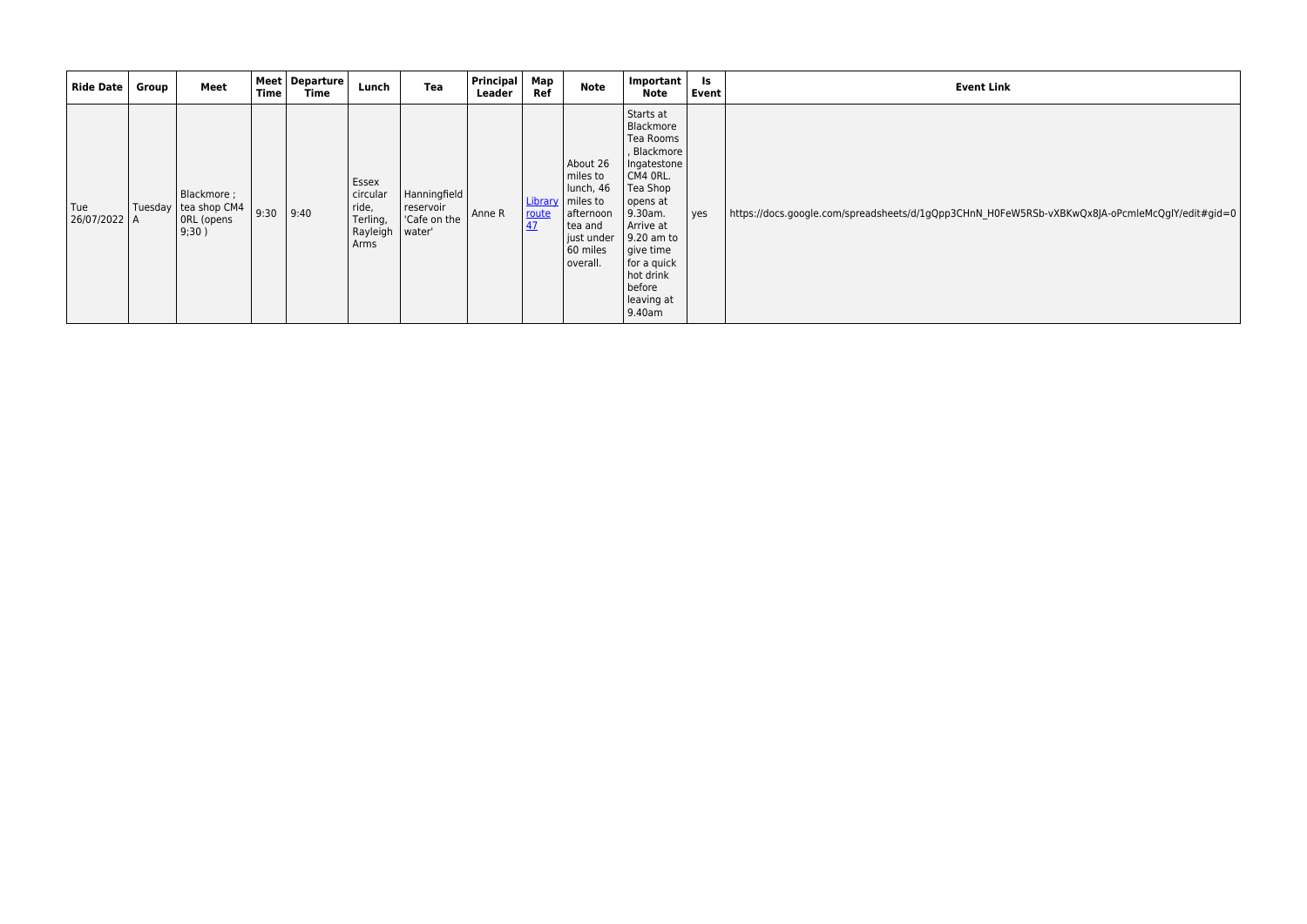| Ride Date | Group | Meet | Meet Time | Departure Time | Lunch | Tea | Principal Leader | Map Ref | Note | Important Note | Is Event | Event Link |
|---|---|---|---|---|---|---|---|---|---|---|---|---|
| Tue 26/07/2022 | Tuesday A | Blackmore ; tea shop CM4 0RL (opens 9;30 ) | 9:30 | 9:40 | Essex circular ride, Terling, Rayleigh Arms | Hanningfield reservoir 'Cafe on the water' | Anne R | Library route 47 | About 26 miles to lunch, 46 miles to afternoon tea and just under 60 miles overall. | Starts at Blackmore Tea Rooms , Blackmore Ingatestone CM4 0RL. Tea Shop opens at 9.30am. Arrive at 9.20 am to give time for a quick hot drink before leaving at 9.40am | yes | https://docs.google.com/spreadsheets/d/1gQpp3CHnN_H0FeW5RSb-vXBKwQx8JA-oPcmleMcQgIY/edit#gid=0 |